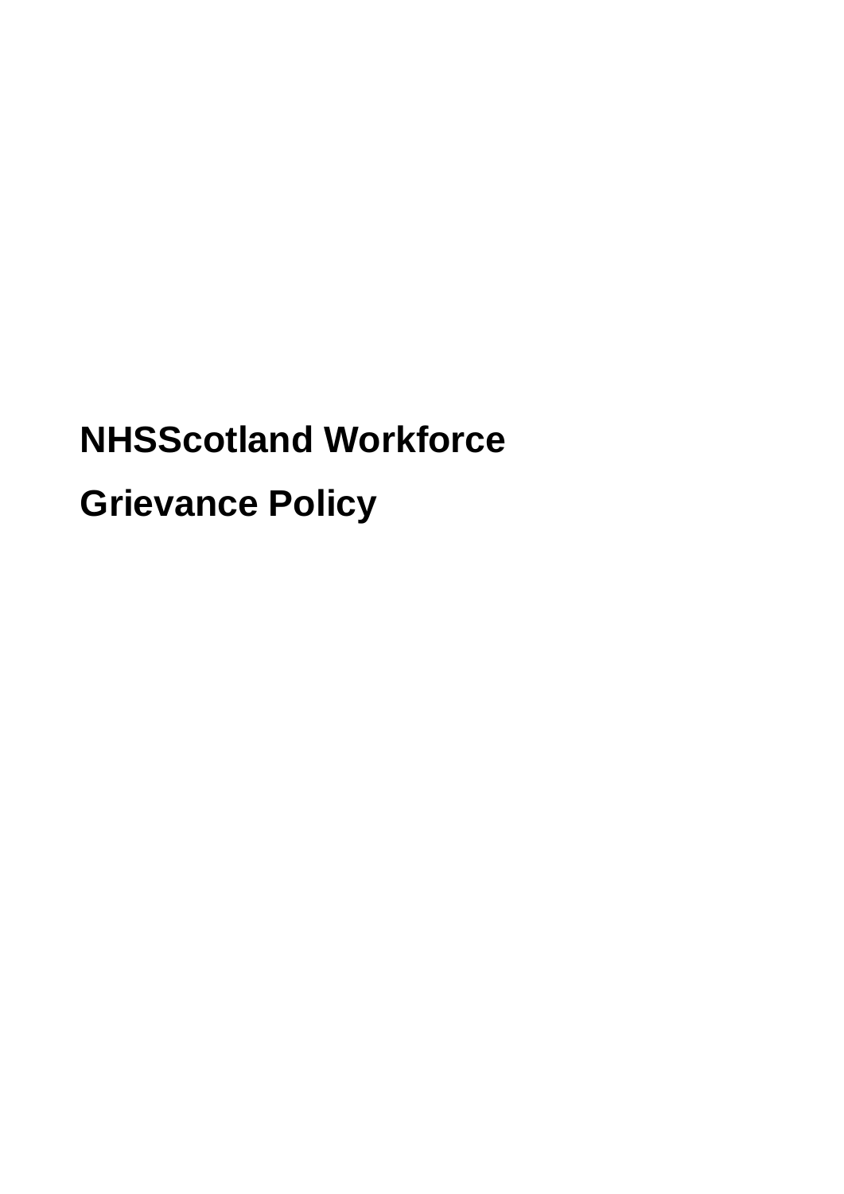# NHSScotland Workforce

# Grievance Policy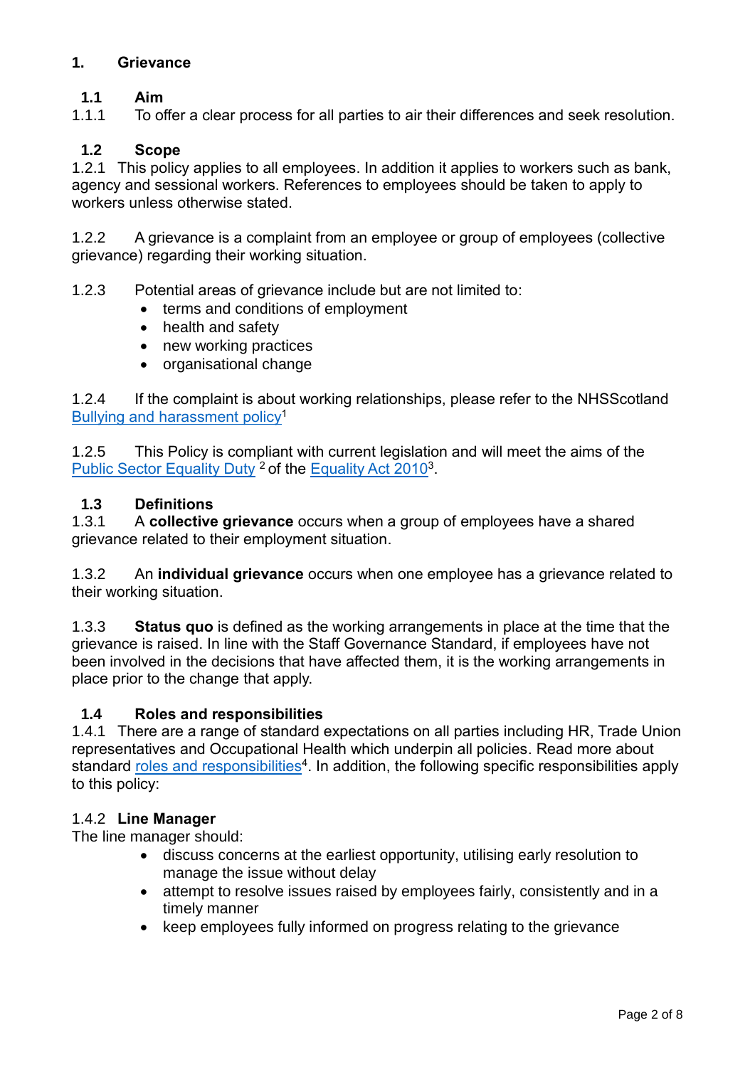# 1. Grievance

## 1.1 Aim

1.1.1 To offer a clear process for all parties to air their differences and seek resolution.

## 1.2 Scope

1.2.1 This policy applies to all employees. In addition it applies to workers such as bank, agency and sessional workers. References to employees should be taken to apply to workers unless otherwise stated.

1.2.2 A grievance is a complaint from an employee or group of employees (collective grievance) regarding their working situation.

1.2.3 Potential areas of grievance include but are not limited to:

- terms and conditions of employment
- health and safety
- new working practices
- organisational change

1.2.4 If the complaint is about working relationships, please refer to the NHSScotland Bullying and harassment policy[1]

1.2.5 This Policy is compliant with current legislation and will meet the aims of the Public Sector Equality Duty [2] of the Equality Act 2010[3].

## 1.3 Definitions

1.3.1 A **collective grievance** occurs when a group of employees have a shared grievance related to their employment situation.

1.3.2 An **individual grievance** occurs when one employee has a grievance related to their working situation.

1.3.3 **Status quo** is defined as the working arrangements in place at the time that the grievance is raised. In line with the Staff Governance Standard, if employees have not been involved in the decisions that have affected them, it is the working arrangements in place prior to the change that apply.

## 1.4 Roles and responsibilities

1.4.1 There are a range of standard expectations on all parties including HR, Trade Union representatives and Occupational Health which underpin all policies. Read more about standard roles and responsibilities[4]. In addition, the following specific responsibilities apply to this policy:

### 1.4.2 Line Manager

The line manager should:

- discuss concerns at the earliest opportunity, utilising early resolution to manage the issue without delay
- attempt to resolve issues raised by employees fairly, consistently and in a timely manner
- keep employees fully informed on progress relating to the grievance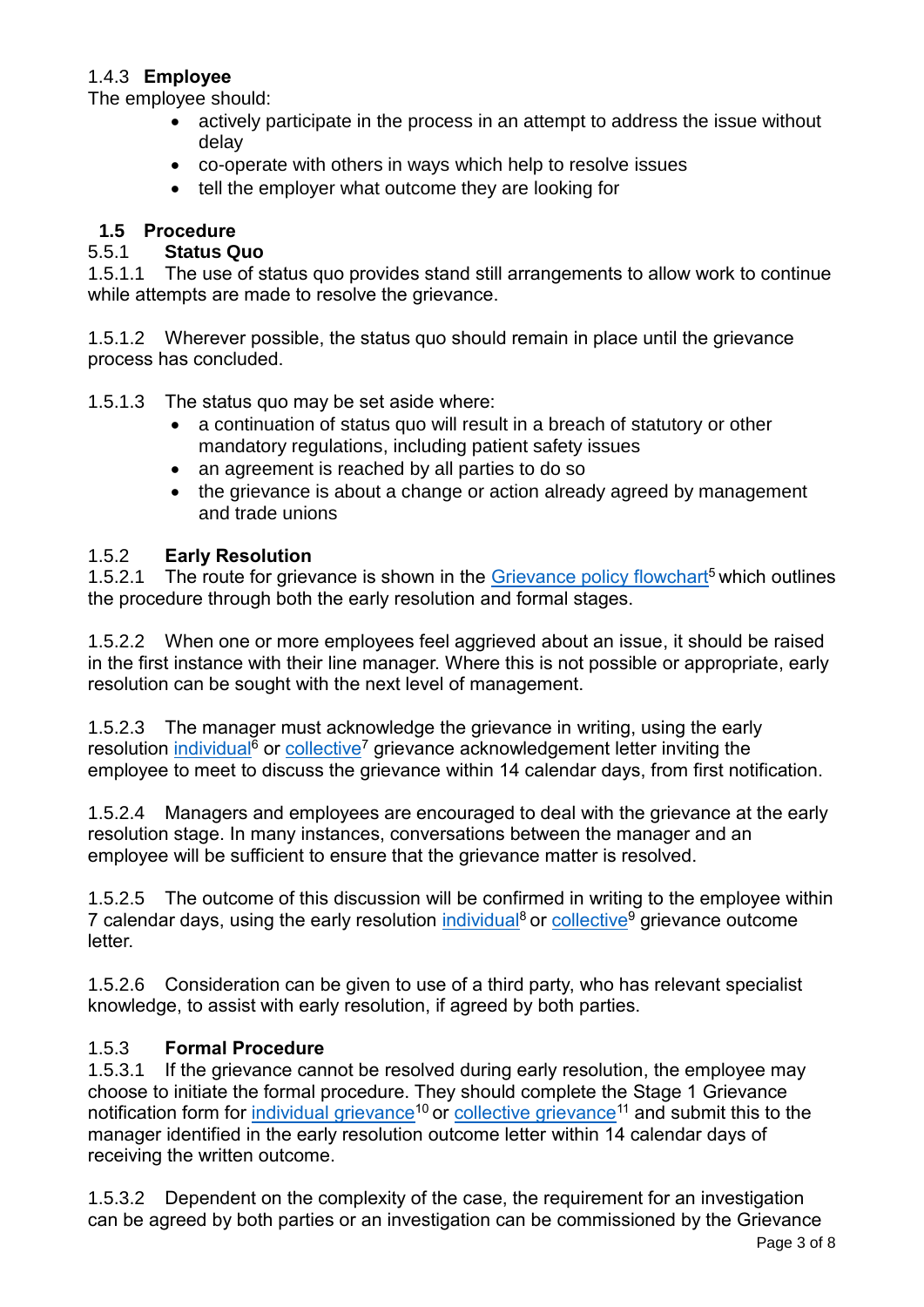1.4.3 **Employee**

The employee should:

- actively participate in the process in an attempt to address the issue without delay
- co-operate with others in ways which help to resolve issues
- tell the employer what outcome they are looking for

## 1.5 Procedure

5.5.1 **Status Quo**

1.5.1.1 The use of status quo provides stand still arrangements to allow work to continue while attempts are made to resolve the grievance.

1.5.1.2 Wherever possible, the status quo should remain in place until the grievance process has concluded.

1.5.1.3 The status quo may be set aside where:

- a continuation of status quo will result in a breach of statutory or other mandatory regulations, including patient safety issues
- an agreement is reached by all parties to do so
- the grievance is about a change or action already agreed by management and trade unions

1.5.2 **Early Resolution**

1.5.2.1 The route for grievance is shown in the Grievance policy flowchart[5] which outlines the procedure through both the early resolution and formal stages.

1.5.2.2 When one or more employees feel aggrieved about an issue, it should be raised in the first instance with their line manager. Where this is not possible or appropriate, early resolution can be sought with the next level of management.

1.5.2.3 The manager must acknowledge the grievance in writing, using the early resolution individual[6] or collective[7] grievance acknowledgement letter inviting the employee to meet to discuss the grievance within 14 calendar days, from first notification.

1.5.2.4 Managers and employees are encouraged to deal with the grievance at the early resolution stage. In many instances, conversations between the manager and an employee will be sufficient to ensure that the grievance matter is resolved.

1.5.2.5 The outcome of this discussion will be confirmed in writing to the employee within 7 calendar days, using the early resolution individual[8] or collective[9] grievance outcome letter.

1.5.2.6 Consideration can be given to use of a third party, who has relevant specialist knowledge, to assist with early resolution, if agreed by both parties.

1.5.3 **Formal Procedure**

1.5.3.1 If the grievance cannot be resolved during early resolution, the employee may choose to initiate the formal procedure. They should complete the Stage 1 Grievance notification form for individual grievance[10] or collective grievance[11] and submit this to the manager identified in the early resolution outcome letter within 14 calendar days of receiving the written outcome.

1.5.3.2 Dependent on the complexity of the case, the requirement for an investigation can be agreed by both parties or an investigation can be commissioned by the Grievance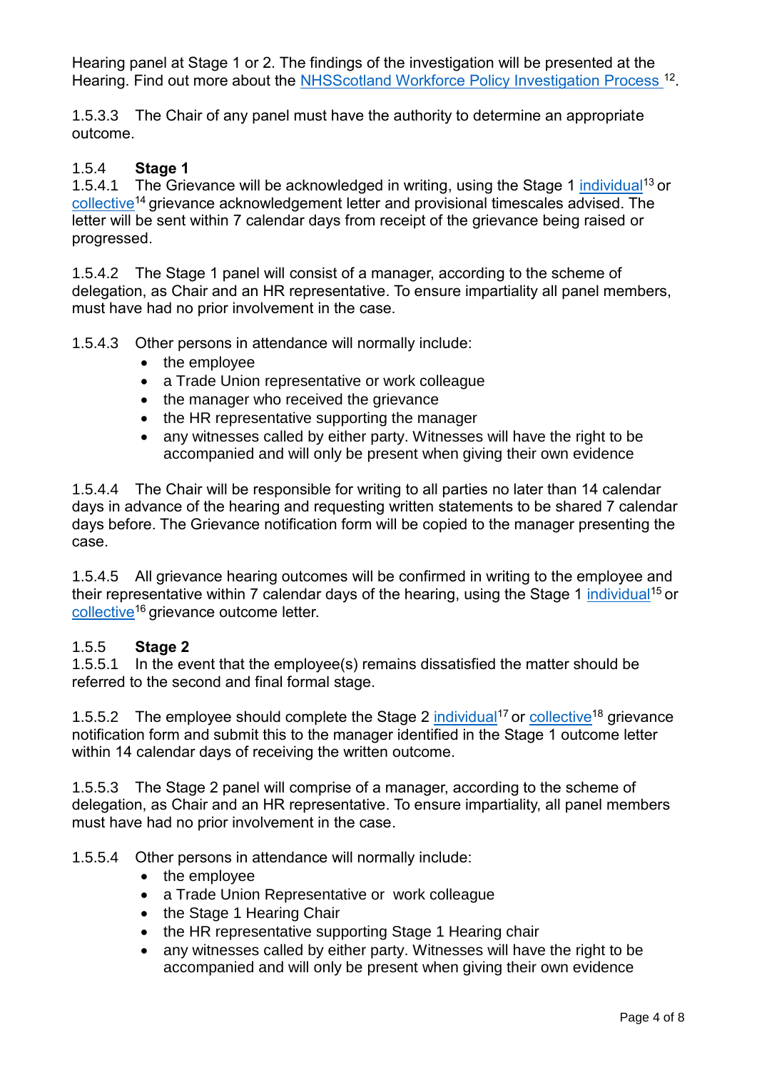Hearing panel at Stage 1 or 2. The findings of the investigation will be presented at the Hearing. Find out more about the NHSScotland Workforce Policy Investigation Process [12].

1.5.3.3 The Chair of any panel must have the authority to determine an appropriate outcome.

### 1.5.4 Stage 1

1.5.4.1 The Grievance will be acknowledged in writing, using the Stage 1 individual[13] or collective[14] grievance acknowledgement letter and provisional timescales advised. The letter will be sent within 7 calendar days from receipt of the grievance being raised or progressed.

1.5.4.2 The Stage 1 panel will consist of a manager, according to the scheme of delegation, as Chair and an HR representative. To ensure impartiality all panel members, must have had no prior involvement in the case.

1.5.4.3 Other persons in attendance will normally include:

- the employee
- a Trade Union representative or work colleague
- the manager who received the grievance
- the HR representative supporting the manager
- any witnesses called by either party. Witnesses will have the right to be accompanied and will only be present when giving their own evidence

1.5.4.4 The Chair will be responsible for writing to all parties no later than 14 calendar days in advance of the hearing and requesting written statements to be shared 7 calendar days before. The Grievance notification form will be copied to the manager presenting the case.

1.5.4.5 All grievance hearing outcomes will be confirmed in writing to the employee and their representative within 7 calendar days of the hearing, using the Stage 1 individual[15] or collective[16] grievance outcome letter.

### 1.5.5 Stage 2

1.5.5.1 In the event that the employee(s) remains dissatisfied the matter should be referred to the second and final formal stage.

1.5.5.2 The employee should complete the Stage 2 individual[17] or collective[18] grievance notification form and submit this to the manager identified in the Stage 1 outcome letter within 14 calendar days of receiving the written outcome.

1.5.5.3 The Stage 2 panel will comprise of a manager, according to the scheme of delegation, as Chair and an HR representative. To ensure impartiality, all panel members must have had no prior involvement in the case.

1.5.5.4 Other persons in attendance will normally include:

- the employee
- a Trade Union Representative or work colleague
- the Stage 1 Hearing Chair
- the HR representative supporting Stage 1 Hearing chair
- any witnesses called by either party. Witnesses will have the right to be accompanied and will only be present when giving their own evidence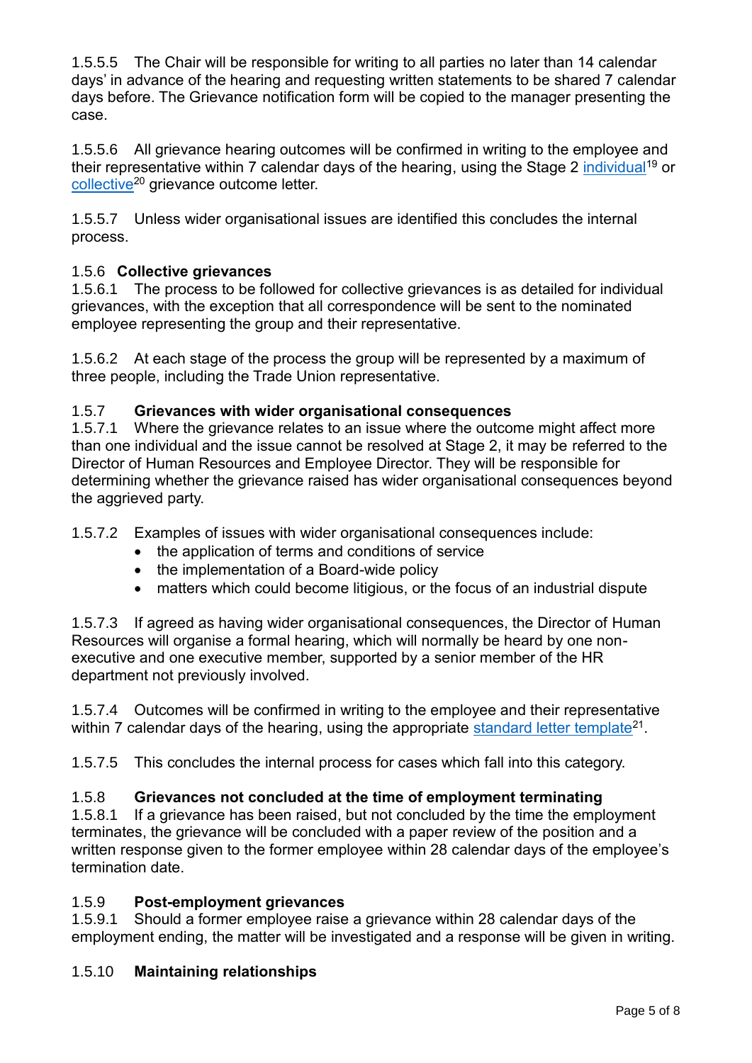1.5.5.5 The Chair will be responsible for writing to all parties no later than 14 calendar days' in advance of the hearing and requesting written statements to be shared 7 calendar days before. The Grievance notification form will be copied to the manager presenting the case.

1.5.5.6 All grievance hearing outcomes will be confirmed in writing to the employee and their representative within 7 calendar days of the hearing, using the Stage 2 individual[19] or collective[20] grievance outcome letter.

1.5.5.7 Unless wider organisational issues are identified this concludes the internal process.

### 1.5.6 Collective grievances

1.5.6.1 The process to be followed for collective grievances is as detailed for individual grievances, with the exception that all correspondence will be sent to the nominated employee representing the group and their representative.

1.5.6.2 At each stage of the process the group will be represented by a maximum of three people, including the Trade Union representative.

### 1.5.7 Grievances with wider organisational consequences

1.5.7.1 Where the grievance relates to an issue where the outcome might affect more than one individual and the issue cannot be resolved at Stage 2, it may be referred to the Director of Human Resources and Employee Director. They will be responsible for determining whether the grievance raised has wider organisational consequences beyond the aggrieved party.

1.5.7.2 Examples of issues with wider organisational consequences include:

- the application of terms and conditions of service
- the implementation of a Board-wide policy
- matters which could become litigious, or the focus of an industrial dispute

1.5.7.3 If agreed as having wider organisational consequences, the Director of Human Resources will organise a formal hearing, which will normally be heard by one non-executive and one executive member, supported by a senior member of the HR department not previously involved.

1.5.7.4 Outcomes will be confirmed in writing to the employee and their representative within 7 calendar days of the hearing, using the appropriate standard letter template[21].

1.5.7.5 This concludes the internal process for cases which fall into this category.

### 1.5.8 Grievances not concluded at the time of employment terminating

1.5.8.1 If a grievance has been raised, but not concluded by the time the employment terminates, the grievance will be concluded with a paper review of the position and a written response given to the former employee within 28 calendar days of the employee's termination date.

### 1.5.9 Post-employment grievances

1.5.9.1 Should a former employee raise a grievance within 28 calendar days of the employment ending, the matter will be investigated and a response will be given in writing.

### 1.5.10 Maintaining relationships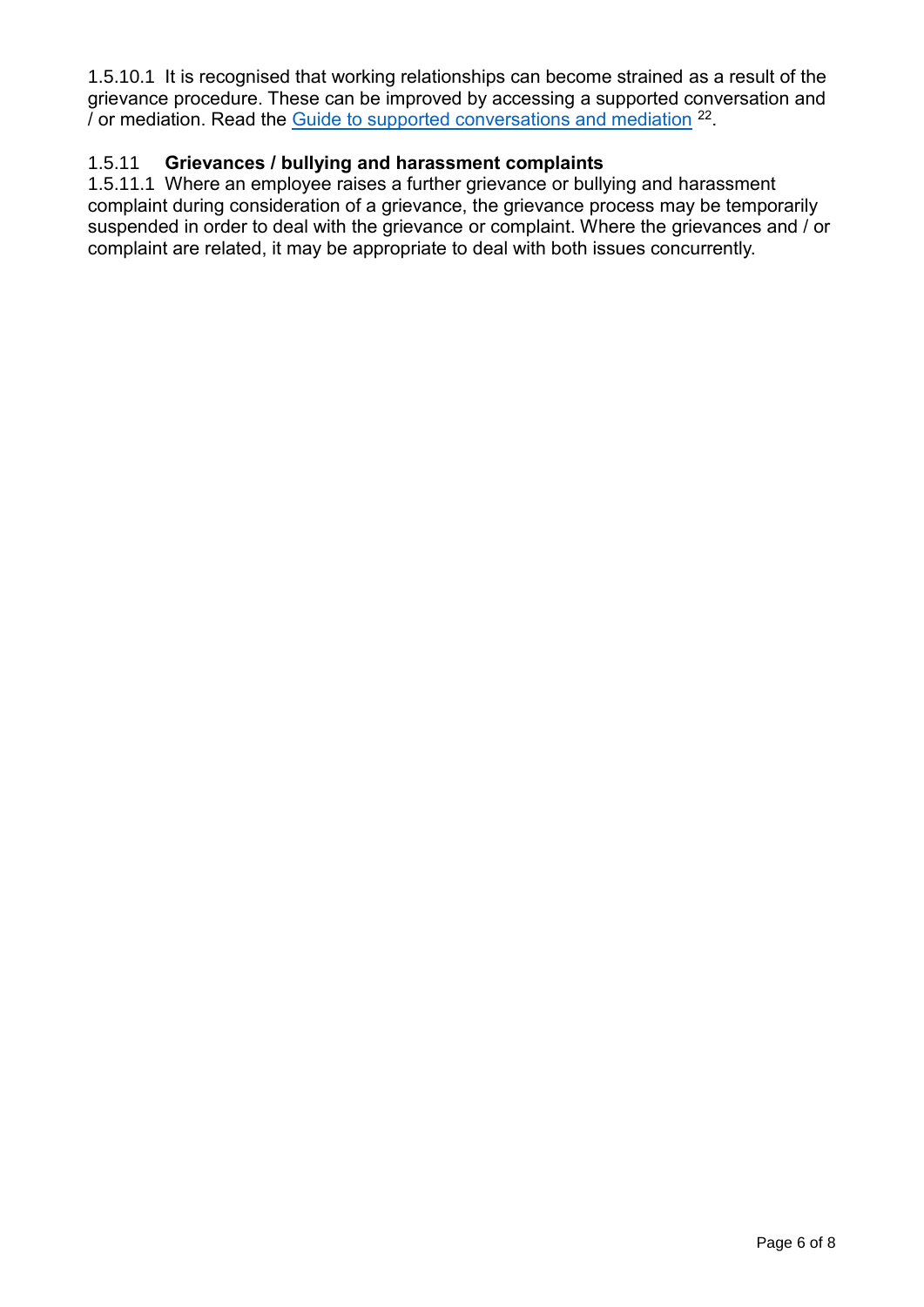1.5.10.1 It is recognised that working relationships can become strained as a result of the grievance procedure. These can be improved by accessing a supported conversation and / or mediation. Read the Guide to supported conversations and mediation [22].

1.5.11 **Grievances / bullying and harassment complaints**

1.5.11.1 Where an employee raises a further grievance or bullying and harassment complaint during consideration of a grievance, the grievance process may be temporarily suspended in order to deal with the grievance or complaint. Where the grievances and / or complaint are related, it may be appropriate to deal with both issues concurrently.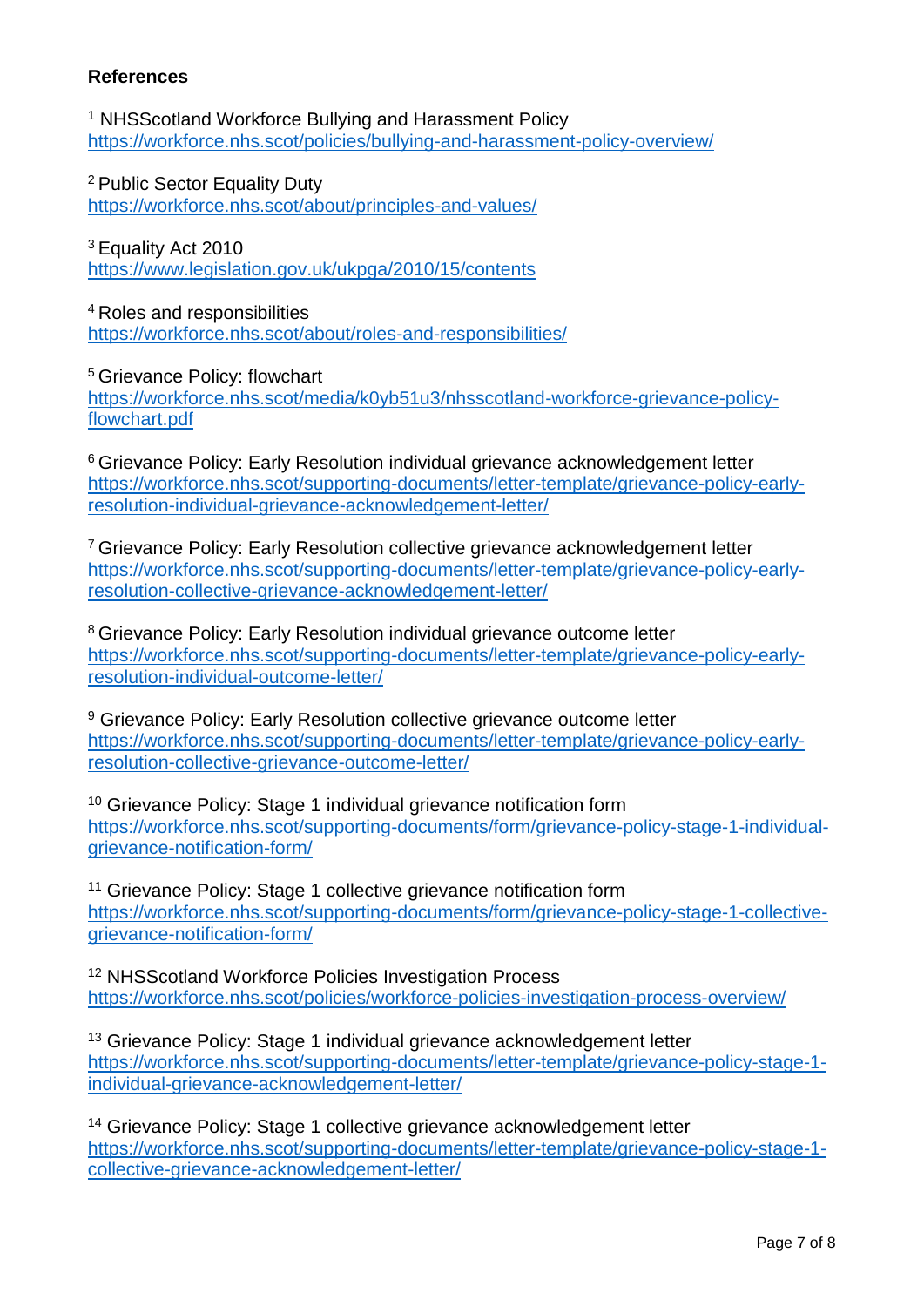**References**

[1] NHSScotland Workforce Bullying and Harassment Policy
https://workforce.nhs.scot/policies/bullying-and-harassment-policy-overview/

[2] Public Sector Equality Duty
https://workforce.nhs.scot/about/principles-and-values/

[3] Equality Act 2010
https://www.legislation.gov.uk/ukpga/2010/15/contents

[4] Roles and responsibilities
https://workforce.nhs.scot/about/roles-and-responsibilities/

[5] Grievance Policy: flowchart
https://workforce.nhs.scot/media/k0yb51u3/nhsscotland-workforce-grievance-policy-flowchart.pdf

[6] Grievance Policy: Early Resolution individual grievance acknowledgement letter
https://workforce.nhs.scot/supporting-documents/letter-template/grievance-policy-early-resolution-individual-grievance-acknowledgement-letter/

[7] Grievance Policy: Early Resolution collective grievance acknowledgement letter
https://workforce.nhs.scot/supporting-documents/letter-template/grievance-policy-early-resolution-collective-grievance-acknowledgement-letter/

[8] Grievance Policy: Early Resolution individual grievance outcome letter
https://workforce.nhs.scot/supporting-documents/letter-template/grievance-policy-early-resolution-individual-outcome-letter/

[9] Grievance Policy: Early Resolution collective grievance outcome letter
https://workforce.nhs.scot/supporting-documents/letter-template/grievance-policy-early-resolution-collective-grievance-outcome-letter/

[10] Grievance Policy: Stage 1 individual grievance notification form
https://workforce.nhs.scot/supporting-documents/form/grievance-policy-stage-1-individual-grievance-notification-form/

[11] Grievance Policy: Stage 1 collective grievance notification form
https://workforce.nhs.scot/supporting-documents/form/grievance-policy-stage-1-collective-grievance-notification-form/

[12] NHSScotland Workforce Policies Investigation Process
https://workforce.nhs.scot/policies/workforce-policies-investigation-process-overview/

[13] Grievance Policy: Stage 1 individual grievance acknowledgement letter
https://workforce.nhs.scot/supporting-documents/letter-template/grievance-policy-stage-1-individual-grievance-acknowledgement-letter/

[14] Grievance Policy: Stage 1 collective grievance acknowledgement letter
https://workforce.nhs.scot/supporting-documents/letter-template/grievance-policy-stage-1-collective-grievance-acknowledgement-letter/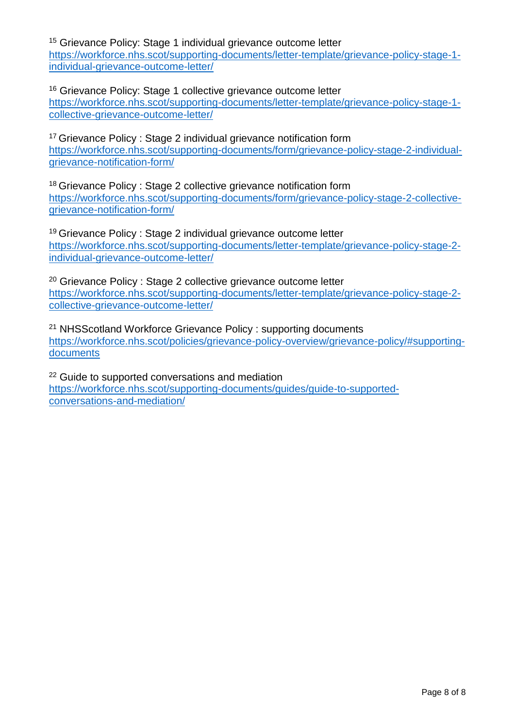[15] Grievance Policy: Stage 1 individual grievance outcome letter
https://workforce.nhs.scot/supporting-documents/letter-template/grievance-policy-stage-1-individual-grievance-outcome-letter/

[16] Grievance Policy: Stage 1 collective grievance outcome letter
https://workforce.nhs.scot/supporting-documents/letter-template/grievance-policy-stage-1-collective-grievance-outcome-letter/

[17] Grievance Policy : Stage 2 individual grievance notification form
https://workforce.nhs.scot/supporting-documents/form/grievance-policy-stage-2-individual-grievance-notification-form/

[18] Grievance Policy : Stage 2 collective grievance notification form
https://workforce.nhs.scot/supporting-documents/form/grievance-policy-stage-2-collective-grievance-notification-form/

[19] Grievance Policy : Stage 2 individual grievance outcome letter
https://workforce.nhs.scot/supporting-documents/letter-template/grievance-policy-stage-2-individual-grievance-outcome-letter/

[20] Grievance Policy : Stage 2 collective grievance outcome letter
https://workforce.nhs.scot/supporting-documents/letter-template/grievance-policy-stage-2-collective-grievance-outcome-letter/

[21] NHSScotland Workforce Grievance Policy : supporting documents
https://workforce.nhs.scot/policies/grievance-policy-overview/grievance-policy/#supporting-documents

[22] Guide to supported conversations and mediation
https://workforce.nhs.scot/supporting-documents/guides/guide-to-supported-conversations-and-mediation/